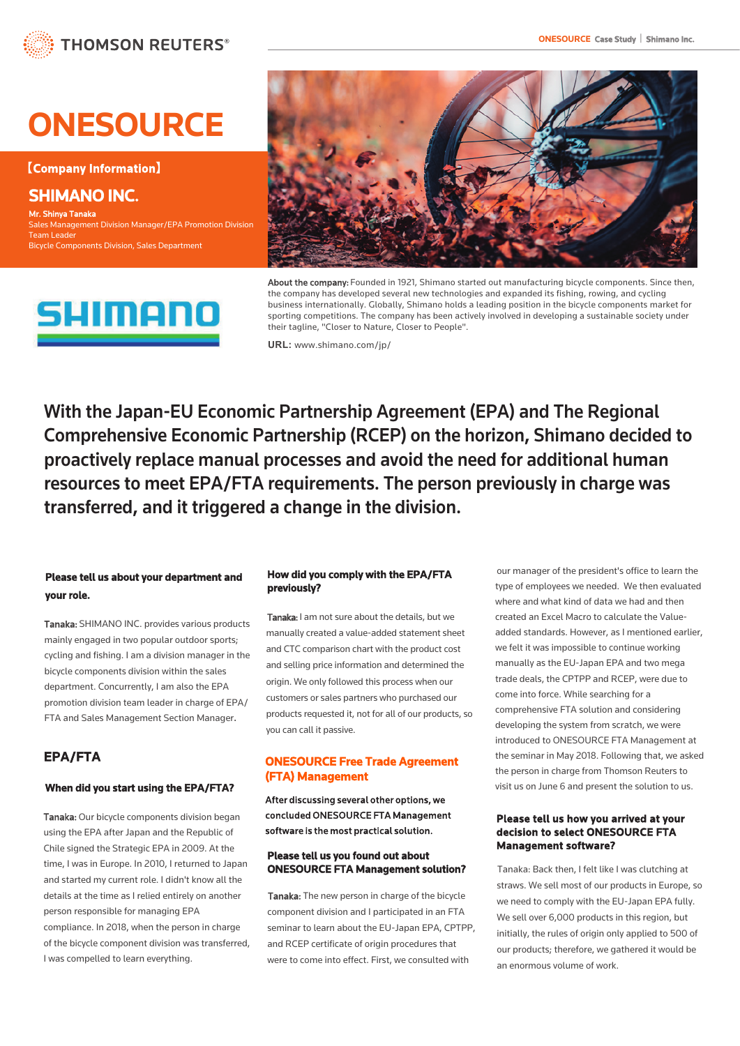# ONESOURCE

【Company Information】

## SHIMANO INC.

**Mr. Shinya Tanaka**
Sales Management Division Manager/EPA Promotion Division Team Leader
Bicycle Components Division, Sales Department

**About the company:** Founded in 1921, Shimano started out manufacturing bicycle components. Since then, the company has developed several new technologies and expanded its fishing, rowing, and cycling business internationally. Globally, Shimano holds a leading position in the bicycle components market for sporting competitions. The company has been actively involved in developing a sustainable society under their tagline, "Closer to Nature, Closer to People".

**URL:** www.shimano.com/jp/

## With the Japan-EU Economic Partnership Agreement (EPA) and The Regional Comprehensive Economic Partnership (RCEP) on the horizon, Shimano decided to proactively replace manual processes and avoid the need for additional human resources to meet EPA/FTA requirements. The person previously in charge was transferred, and it triggered a change in the division.

### Please tell us about your department and your role.

**Tanaka:** SHIMANO INC. provides various products mainly engaged in two popular outdoor sports; cycling and fishing. I am a division manager in the bicycle components division within the sales department. Concurrently, I am also the EPA promotion division team leader in charge of EPA/FTA and Sales Management Section Manager.

## EPA/FTA

### When did you start using the EPA/FTA?

**Tanaka:** Our bicycle components division began using the EPA after Japan and the Republic of Chile signed the Strategic EPA in 2009. At the time, I was in Europe. In 2010, I returned to Japan and started my current role. I didn't know all the details at the time as I relied entirely on another person responsible for managing EPA compliance. In 2018, when the person in charge of the bicycle component division was transferred, I was compelled to learn everything.

### How did you comply with the EPA/FTA previously?

**Tanaka:** I am not sure about the details, but we manually created a value-added statement sheet and CTC comparison chart with the product cost and selling price information and determined the origin. We only followed this process when our customers or sales partners who purchased our products requested it, not for all of our products, so you can call it passive.

## ONESOURCE Free Trade Agreement (FTA) Management

**After discussing several other options, we concluded ONESOURCE FTA Management software is the most practical solution.**

### Please tell us you found out about ONESOURCE FTA Management solution?

**Tanaka:** The new person in charge of the bicycle component division and I participated in an FTA seminar to learn about the EU-Japan EPA, CPTPP, and RCEP certificate of origin procedures that were to come into effect. First, we consulted with our manager of the president's office to learn the type of employees we needed. We then evaluated where and what kind of data we had and then created an Excel Macro to calculate the Value-added standards. However, as I mentioned earlier, we felt it was impossible to continue working manually as the EU-Japan EPA and two mega trade deals, the CPTPP and RCEP, were due to come into force. While searching for a comprehensive FTA solution and considering developing the system from scratch, we were introduced to ONESOURCE FTA Management at the seminar in May 2018. Following that, we asked the person in charge from Thomson Reuters to visit us on June 6 and present the solution to us.

### Please tell us how you arrived at your decision to select ONESOURCE FTA Management software?

Tanaka: Back then, I felt like I was clutching at straws. We sell most of our products in Europe, so we need to comply with the EU-Japan EPA fully. We sell over 6,000 products in this region, but initially, the rules of origin only applied to 500 of our products; therefore, we gathered it would be an enormous volume of work.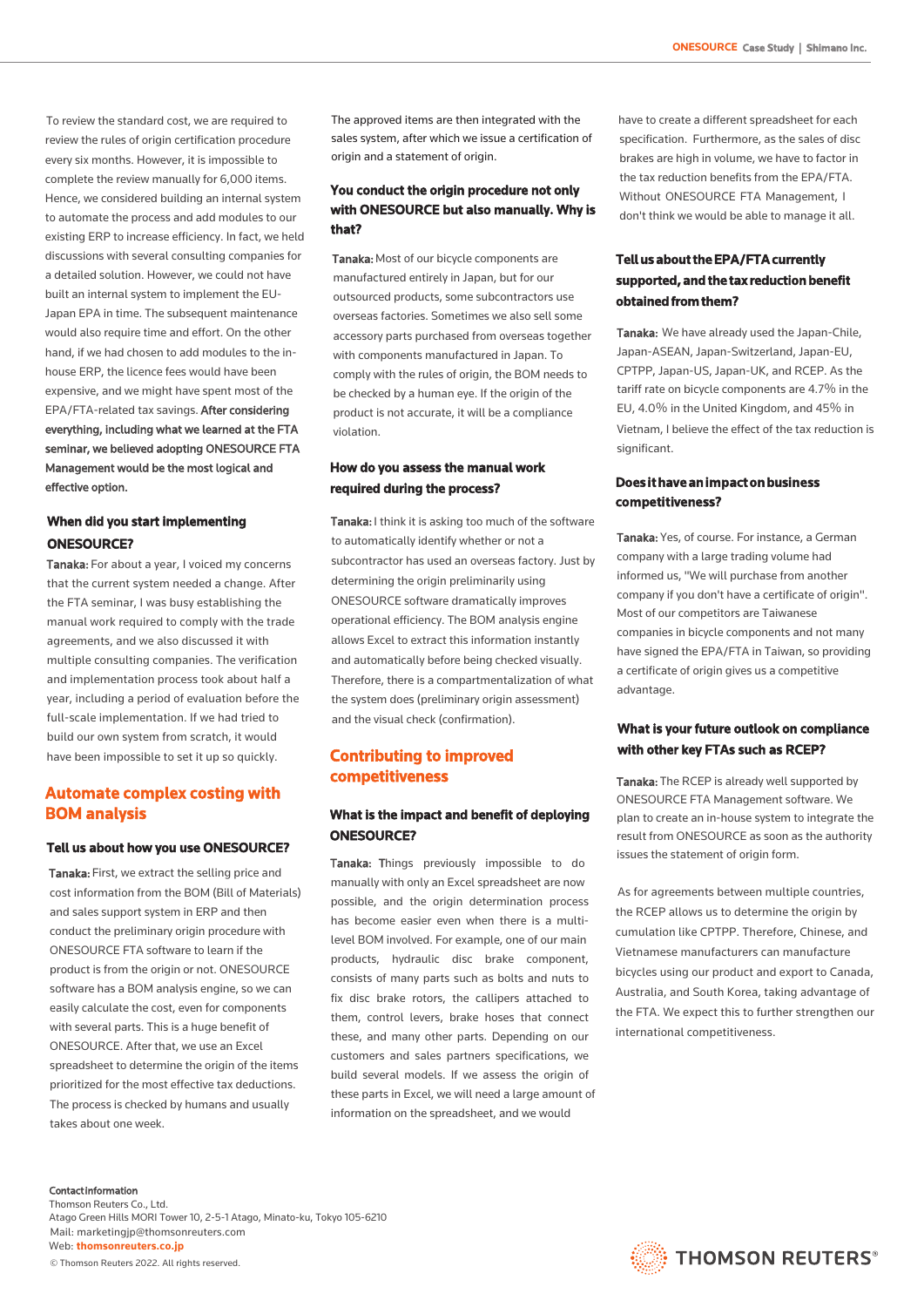To review the standard cost, we are required to review the rules of origin certification procedure every six months. However, it is impossible to complete the review manually for 6,000 items. Hence, we considered building an internal system to automate the process and add modules to our existing ERP to increase efficiency. In fact, we held discussions with several consulting companies for a detailed solution. However, we could not have built an internal system to implement the EU-Japan EPA in time. The subsequent maintenance would also require time and effort. On the other hand, if we had chosen to add modules to the in-house ERP, the licence fees would have been expensive, and we might have spent most of the EPA/FTA-related tax savings. **After considering everything, including what we learned at the FTA seminar, we believed adopting ONESOURCE FTA Management would be the most logical and effective option.**

### When did you start implementing ONESOURCE?

**Tanaka:** For about a year, I voiced my concerns that the current system needed a change. After the FTA seminar, I was busy establishing the manual work required to comply with the trade agreements, and we also discussed it with multiple consulting companies. The verification and implementation process took about half a year, including a period of evaluation before the full-scale implementation. If we had tried to build our own system from scratch, it would have been impossible to set it up so quickly.

## Automate complex costing with BOM analysis

### Tell us about how you use ONESOURCE?

**Tanaka:** First, we extract the selling price and cost information from the BOM (Bill of Materials) and sales support system in ERP and then conduct the preliminary origin procedure with ONESOURCE FTA software to learn if the product is from the origin or not. ONESOURCE software has a BOM analysis engine, so we can easily calculate the cost, even for components with several parts. This is a huge benefit of ONESOURCE. After that, we use an Excel spreadsheet to determine the origin of the items prioritized for the most effective tax deductions. The process is checked by humans and usually takes about one week. The approved items are then integrated with the sales system, after which we issue a certification of origin and a statement of origin.

### You conduct the origin procedure not only with ONESOURCE but also manually. Why is that?

**Tanaka:** Most of our bicycle components are manufactured entirely in Japan, but for our outsourced products, some subcontractors use overseas factories. Sometimes we also sell some accessory parts purchased from overseas together with components manufactured in Japan. To comply with the rules of origin, the BOM needs to be checked by a human eye. If the origin of the product is not accurate, it will be a compliance violation.

### How do you assess the manual work required during the process?

**Tanaka:** I think it is asking too much of the software to automatically identify whether or not a subcontractor has used an overseas factory. Just by determining the origin preliminarily using ONESOURCE software dramatically improves operational efficiency. The BOM analysis engine allows Excel to extract this information instantly and automatically before being checked visually. Therefore, there is a compartmentalization of what the system does (preliminary origin assessment) and the visual check (confirmation).

## Contributing to improved competitiveness

### What is the impact and benefit of deploying ONESOURCE?

**Tanaka:** Things previously impossible to do manually with only an Excel spreadsheet are now possible, and the origin determination process has become easier even when there is a multi-level BOM involved. For example, one of our main products, hydraulic disc brake component, consists of many parts such as bolts and nuts to fix disc brake rotors, the callipers attached to them, control levers, brake hoses that connect these, and many other parts. Depending on our customers and sales partners specifications, we build several models. If we assess the origin of these parts in Excel, we will need a large amount of information on the spreadsheet, and we would have to create a different spreadsheet for each specification. Furthermore, as the sales of disc brakes are high in volume, we have to factor in the tax reduction benefits from the EPA/FTA. Without ONESOURCE FTA Management, I don't think we would be able to manage it all.

### Tell us about the EPA/FTA currently supported, and the tax reduction benefit obtained from them?

**Tanaka:** We have already used the Japan-Chile, Japan-ASEAN, Japan-Switzerland, Japan-EU, CPTPP, Japan-US, Japan-UK, and RCEP. As the tariff rate on bicycle components are 4.7% in the EU, 4.0% in the United Kingdom, and 45% in Vietnam, I believe the effect of the tax reduction is significant.

### Does it have an impact on business competitiveness?

**Tanaka:** Yes, of course. For instance, a German company with a large trading volume had informed us, "We will purchase from another company if you don't have a certificate of origin". Most of our competitors are Taiwanese companies in bicycle components and not many have signed the EPA/FTA in Taiwan, so providing a certificate of origin gives us a competitive advantage.

### What is your future outlook on compliance with other key FTAs such as RCEP?

**Tanaka:** The RCEP is already well supported by ONESOURCE FTA Management software. We plan to create an in-house system to integrate the result from ONESOURCE as soon as the authority issues the statement of origin form.

As for agreements between multiple countries, the RCEP allows us to determine the origin by cumulation like CPTPP. Therefore, Chinese, and Vietnamese manufacturers can manufacture bicycles using our product and export to Canada, Australia, and South Korea, taking advantage of the FTA. We expect this to further strengthen our international competitiveness.

**Contact information**
Thomson Reuters Co., Ltd.
Atago Green Hills MORI Tower 10, 2-5-1 Atago, Minato-ku, Tokyo 105-6210
Mail: marketingjp@thomsonreuters.com
Web: **thomsonreuters.co.jp**

© Thomson Reuters 2022. All rights reserved.

THOMSON REUTERS®